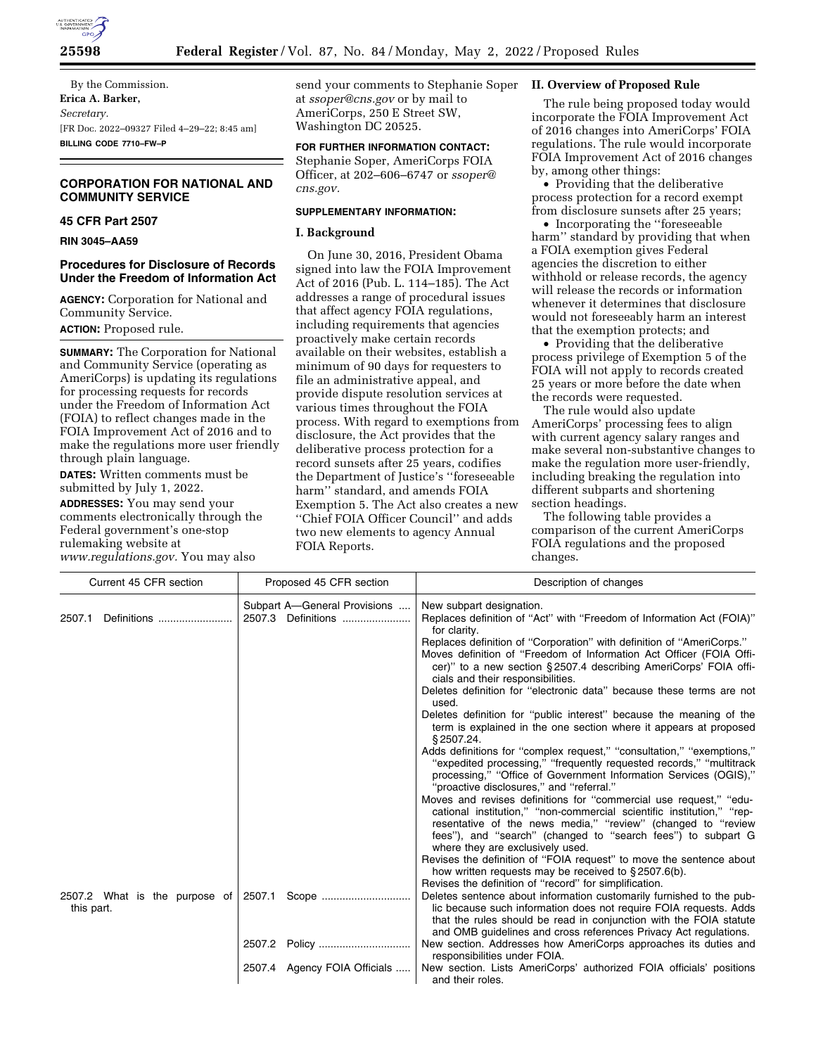By the Commission.

**Erica A. Barker,**

*Secretary.*

[FR Doc. 2022–09327 Filed 4–29–22; 8:45 am]

**BILLING CODE 7710–FW–P**

## CORPORATION FOR NATIONAL AND COMMUNITY SERVICE

### 45 CFR Part 2507

### RIN 3045–AA59

### Procedures for Disclosure of Records Under the Freedom of Information Act

**AGENCY:** Corporation for National and Community Service.

**ACTION:** Proposed rule.

**SUMMARY:** The Corporation for National and Community Service (operating as AmeriCorps) is updating its regulations for processing requests for records under the Freedom of Information Act (FOIA) to reflect changes made in the FOIA Improvement Act of 2016 and to make the regulations more user friendly through plain language.

**DATES:** Written comments must be submitted by July 1, 2022.

**ADDRESSES:** You may send your comments electronically through the Federal government's one-stop rulemaking website at *www.regulations.gov.* You may also send your comments to Stephanie Soper at *ssoper@cns.gov* or by mail to AmeriCorps, 250 E Street SW, Washington DC 20525.

**FOR FURTHER INFORMATION CONTACT:** Stephanie Soper, AmeriCorps FOIA Officer, at 202–606–6747 or *ssoper@cns.gov.*

**SUPPLEMENTARY INFORMATION:**

#### I. Background

On June 30, 2016, President Obama signed into law the FOIA Improvement Act of 2016 (Pub. L. 114–185). The Act addresses a range of procedural issues that affect agency FOIA regulations, including requirements that agencies proactively make certain records available on their websites, establish a minimum of 90 days for requesters to file an administrative appeal, and provide dispute resolution services at various times throughout the FOIA process. With regard to exemptions from disclosure, the Act provides that the deliberative process protection for a record sunsets after 25 years, codifies the Department of Justice's ''foreseeable harm'' standard, and amends FOIA Exemption 5. The Act also creates a new ''Chief FOIA Officer Council'' and adds two new elements to agency Annual FOIA Reports.

#### II. Overview of Proposed Rule

The rule being proposed today would incorporate the FOIA Improvement Act of 2016 changes into AmeriCorps' FOIA regulations. The rule would incorporate FOIA Improvement Act of 2016 changes by, among other things:

- Providing that the deliberative process protection for a record exempt from disclosure sunsets after 25 years;
- Incorporating the ''foreseeable harm'' standard by providing that when a FOIA exemption gives Federal agencies the discretion to either withhold or release records, the agency will release the records or information whenever it determines that disclosure would not foreseeably harm an interest that the exemption protects; and
- Providing that the deliberative process privilege of Exemption 5 of the FOIA will not apply to records created 25 years or more before the date when the records were requested.

The rule would also update AmeriCorps' processing fees to align with current agency salary ranges and make several non-substantive changes to make the regulation more user-friendly, including breaking the regulation into different subparts and shortening section headings.

The following table provides a comparison of the current AmeriCorps FOIA regulations and the proposed changes.

| Current 45 CFR section | Proposed 45 CFR section | Description of changes |
|---|---|---|
| | Subpart A—General Provisions | New subpart designation. |
| 2507.1 Definitions | 2507.3 Definitions | Replaces definition of ''Act'' with ''Freedom of Information Act (FOIA)'' for clarity.<br>Replaces definition of ''Corporation'' with definition of ''AmeriCorps.''<br>Moves definition of ''Freedom of Information Act Officer (FOIA Officer)'' to a new section §2507.4 describing AmeriCorps' FOIA officials and their responsibilities.<br>Deletes definition for ''electronic data'' because these terms are not used.<br>Deletes definition for ''public interest'' because the meaning of the term is explained in the one section where it appears at proposed §2507.24.<br>Adds definitions for ''complex request,'' ''consultation,'' ''exemptions,'' ''expedited processing,'' ''frequently requested records,'' ''multitrack processing,'' ''Office of Government Information Services (OGIS),'' ''proactive disclosures,'' and ''referral.''<br>Moves and revises definitions for ''commercial use request,'' ''educational institution,'' ''non-commercial scientific institution,'' ''representative of the news media,'' ''review'' (changed to ''review fees''), and ''search'' (changed to ''search fees'') to subpart G where they are exclusively used.<br>Revises the definition of ''FOIA request'' to move the sentence about how written requests may be received to §2507.6(b).<br>Revises the definition of ''record'' for simplification. |
| 2507.2 What is the purpose of this part. | 2507.1 Scope | Deletes sentence about information customarily furnished to the public because such information does not require FOIA requests. Adds that the rules should be read in conjunction with the FOIA statute and OMB guidelines and cross references Privacy Act regulations. |
| | 2507.2 Policy | New section. Addresses how AmeriCorps approaches its duties and responsibilities under FOIA. |
| | 2507.4 Agency FOIA Officials | New section. Lists AmeriCorps' authorized FOIA officials' positions and their roles. |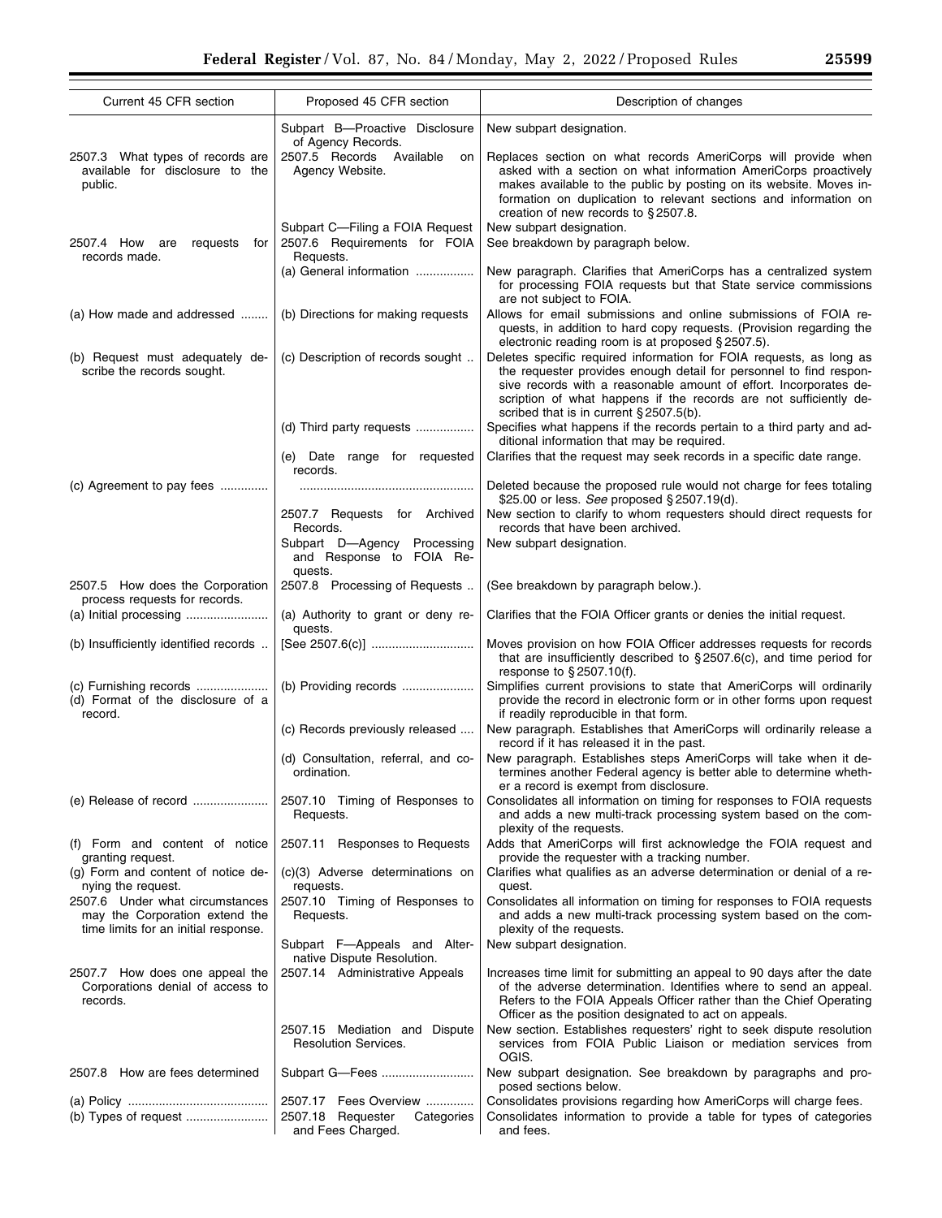| Current 45 CFR section | Proposed 45 CFR section | Description of changes |
|---|---|---|
| | Subpart B—Proactive Disclosure of Agency Records. | New subpart designation. |
| 2507.3 What types of records are available for disclosure to the public. | 2507.5 Records Available on Agency Website. | Replaces section on what records AmeriCorps will provide when asked with a section on what information AmeriCorps proactively makes available to the public by posting on its website. Moves information on duplication to relevant sections and information on creation of new records to § 2507.8. |
| | Subpart C—Filing a FOIA Request | New subpart designation. |
| 2507.4 How are requests for records made. | 2507.6 Requirements for FOIA Requests. | See breakdown by paragraph below. |
| | (a) General information | New paragraph. Clarifies that AmeriCorps has a centralized system for processing FOIA requests but that State service commissions are not subject to FOIA. |
| (a) How made and addressed | (b) Directions for making requests | Allows for email submissions and online submissions of FOIA requests, in addition to hard copy requests. (Provision regarding the electronic reading room is at proposed § 2507.5). |
| (b) Request must adequately describe the records sought. | (c) Description of records sought | Deletes specific required information for FOIA requests, as long as the requester provides enough detail for personnel to find responsive records with a reasonable amount of effort. Incorporates description of what happens if the records are not sufficiently described that is in current § 2507.5(b). |
| | (d) Third party requests | Specifies what happens if the records pertain to a third party and additional information that may be required. |
| | (e) Date range for requested records. | Clarifies that the request may seek records in a specific date range. |
| (c) Agreement to pay fees | | Deleted because the proposed rule would not charge for fees totaling $25.00 or less. *See* proposed § 2507.19(d). |
| | 2507.7 Requests for Archived Records. | New section to clarify to whom requesters should direct requests for records that have been archived. |
| | Subpart D—Agency Processing and Response to FOIA Requests. | New subpart designation. |
| 2507.5 How does the Corporation process requests for records. | 2507.8 Processing of Requests | (See breakdown by paragraph below.). |
| (a) Initial processing | (a) Authority to grant or deny requests. | Clarifies that the FOIA Officer grants or denies the initial request. |
| (b) Insufficiently identified records | [See 2507.6(c)] | Moves provision on how FOIA Officer addresses requests for records that are insufficiently described to § 2507.6(c), and time period for response to § 2507.10(f). |
| (c) Furnishing records<br>(d) Format of the disclosure of a record. | (b) Providing records | Simplifies current provisions to state that AmeriCorps will ordinarily provide the record in electronic form or in other forms upon request if readily reproducible in that form. |
| | (c) Records previously released | New paragraph. Establishes that AmeriCorps will ordinarily release a record if it has released it in the past. |
| | (d) Consultation, referral, and coordination. | New paragraph. Establishes steps AmeriCorps will take when it determines another Federal agency is better able to determine whether a record is exempt from disclosure. |
| (e) Release of record | 2507.10 Timing of Responses to Requests. | Consolidates all information on timing for responses to FOIA requests and adds a new multi-track processing system based on the complexity of the requests. |
| (f) Form and content of notice granting request. | 2507.11 Responses to Requests | Adds that AmeriCorps will first acknowledge the FOIA request and provide the requester with a tracking number. |
| (g) Form and content of notice denying the request. | (c)(3) Adverse determinations on requests. | Clarifies what qualifies as an adverse determination or denial of a request. |
| 2507.6 Under what circumstances may the Corporation extend the time limits for an initial response. | 2507.10 Timing of Responses to Requests. | Consolidates all information on timing for responses to FOIA requests and adds a new multi-track processing system based on the complexity of the requests. |
| | Subpart F—Appeals and Alternative Dispute Resolution. | New subpart designation. |
| 2507.7 How does one appeal the Corporations denial of access to records. | 2507.14 Administrative Appeals | Increases time limit for submitting an appeal to 90 days after the date of the adverse determination. Identifies where to send an appeal. Refers to the FOIA Appeals Officer rather than the Chief Operating Officer as the position designated to act on appeals. |
| | 2507.15 Mediation and Dispute Resolution Services. | New section. Establishes requesters' right to seek dispute resolution services from FOIA Public Liaison or mediation services from OGIS. |
| 2507.8 How are fees determined | Subpart G—Fees | New subpart designation. See breakdown by paragraphs and proposed sections below. |
| (a) Policy | 2507.17 Fees Overview | Consolidates provisions regarding how AmeriCorps will charge fees. |
| (b) Types of request | 2507.18 Requester Categories and Fees Charged. | Consolidates information to provide a table for types of categories and fees. |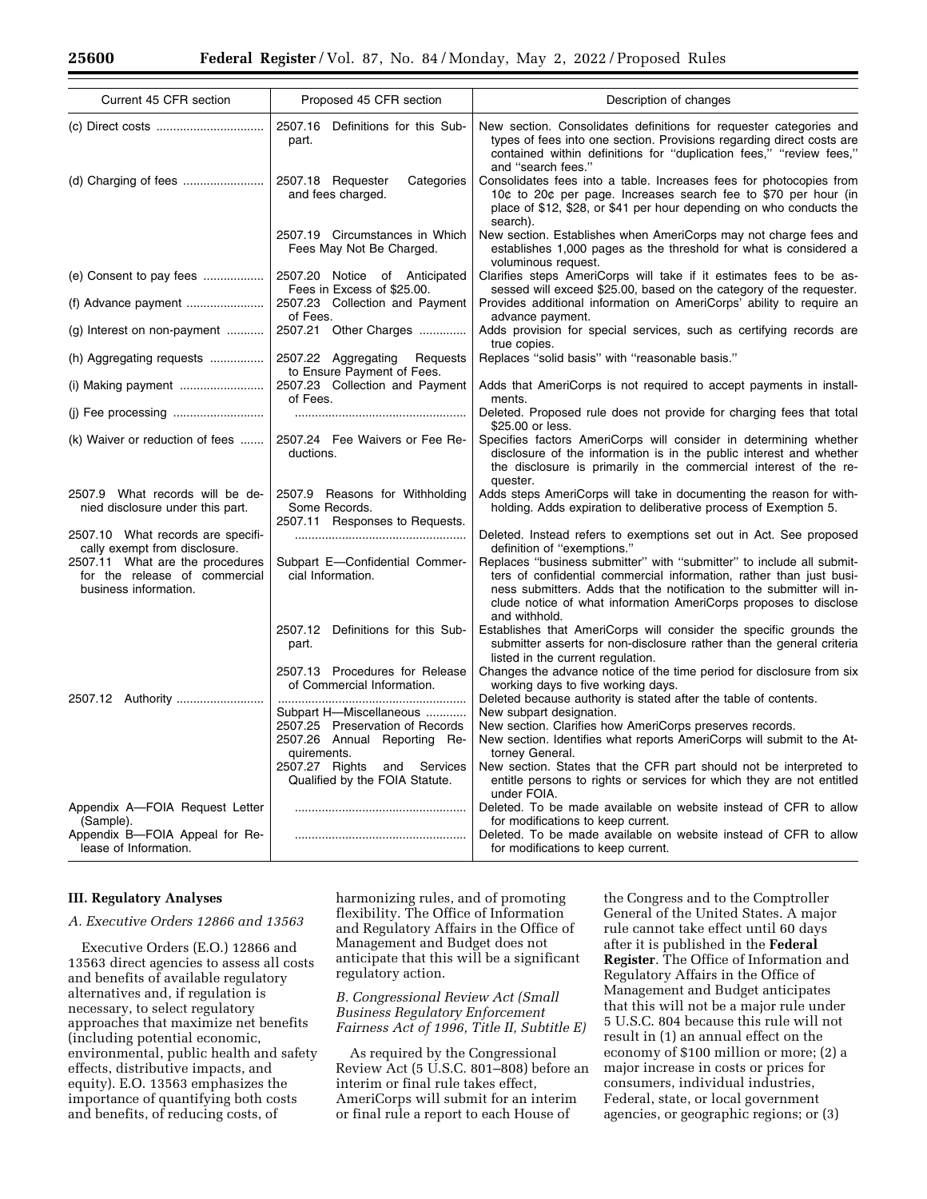| Current 45 CFR section | Proposed 45 CFR section | Description of changes |
| --- | --- | --- |
| (c) Direct costs | 2507.16 Definitions for this Subpart. | New section. Consolidates definitions for requester categories and types of fees into one section. Provisions regarding direct costs are contained within definitions for "duplication fees," "review fees," and "search fees." |
| (d) Charging of fees | 2507.18 Requester Categories and fees charged. | Consolidates fees into a table. Increases fees for photocopies from 10¢ to 20¢ per page. Increases search fee to $70 per hour (in place of $12, $28, or $41 per hour depending on who conducts the search). |
| | 2507.19 Circumstances in Which Fees May Not Be Charged. | New section. Establishes when AmeriCorps may not charge fees and establishes 1,000 pages as the threshold for what is considered a voluminous request. |
| (e) Consent to pay fees | 2507.20 Notice of Anticipated Fees in Excess of $25.00. | Clarifies steps AmeriCorps will take if it estimates fees to be assessed will exceed $25.00, based on the category of the requester. |
| (f) Advance payment | 2507.23 Collection and Payment of Fees. | Provides additional information on AmeriCorps' ability to require an advance payment. |
| (g) Interest on non-payment | 2507.21 Other Charges | Adds provision for special services, such as certifying records are true copies. |
| (h) Aggregating requests | 2507.22 Aggregating Requests to Ensure Payment of Fees. | Replaces "solid basis" with "reasonable basis." |
| (i) Making payment | 2507.23 Collection and Payment of Fees. | Adds that AmeriCorps is not required to accept payments in installments. |
| (j) Fee processing | | Deleted. Proposed rule does not provide for charging fees that total $25.00 or less. |
| (k) Waiver or reduction of fees | 2507.24 Fee Waivers or Fee Reductions. | Specifies factors AmeriCorps will consider in determining whether disclosure of the information is in the public interest and whether the disclosure is primarily in the commercial interest of the requester. |
| 2507.9 What records will be denied disclosure under this part. | 2507.9 Reasons for Withholding Some Records. 2507.11 Responses to Requests. | Adds steps AmeriCorps will take in documenting the reason for withholding. Adds expiration to deliberative process of Exemption 5. |
| 2507.10 What records are specifically exempt from disclosure. | | Deleted. Instead refers to exemptions set out in Act. See proposed definition of "exemptions." |
| 2507.11 What are the procedures for the release of commercial business information. | Subpart E—Confidential Commercial Information. | Replaces "business submitter" with "submitter" to include all submitters of confidential commercial information, rather than just business submitters. Adds that the notification to the submitter will include notice of what information AmeriCorps proposes to disclose and withhold. |
| | 2507.12 Definitions for this Subpart. | Establishes that AmeriCorps will consider the specific grounds the submitter asserts for non-disclosure rather than the general criteria listed in the current regulation. |
| | 2507.13 Procedures for Release of Commercial Information. | Changes the advance notice of the time period for disclosure from six working days to five working days. |
| 2507.12 Authority | | Deleted because authority is stated after the table of contents. |
| | Subpart H—Miscellaneous | New subpart designation. |
| | 2507.25 Preservation of Records | New section. Clarifies how AmeriCorps preserves records. |
| | 2507.26 Annual Reporting Requirements. | New section. Identifies what reports AmeriCorps will submit to the Attorney General. |
| | 2507.27 Rights and Services Qualified by the FOIA Statute. | New section. States that the CFR part should not be interpreted to entitle persons to rights or services for which they are not entitled under FOIA. |
| Appendix A—FOIA Request Letter (Sample). | | Deleted. To be made available on website instead of CFR to allow for modifications to keep current. |
| Appendix B—FOIA Appeal for Release of Information. | | Deleted. To be made available on website instead of CFR to allow for modifications to keep current. |

## III. Regulatory Analyses

### *A. Executive Orders 12866 and 13563*

Executive Orders (E.O.) 12866 and 13563 direct agencies to assess all costs and benefits of available regulatory alternatives and, if regulation is necessary, to select regulatory approaches that maximize net benefits (including potential economic, environmental, public health and safety effects, distributive impacts, and equity). E.O. 13563 emphasizes the importance of quantifying both costs and benefits, of reducing costs, of harmonizing rules, and of promoting flexibility. The Office of Information and Regulatory Affairs in the Office of Management and Budget does not anticipate that this will be a significant regulatory action.

### *B. Congressional Review Act (Small Business Regulatory Enforcement Fairness Act of 1996, Title II, Subtitle E)*

As required by the Congressional Review Act (5 U.S.C. 801–808) before an interim or final rule takes effect, AmeriCorps will submit for an interim or final rule a report to each House of the Congress and to the Comptroller General of the United States. A major rule cannot take effect until 60 days after it is published in the **Federal Register**. The Office of Information and Regulatory Affairs in the Office of Management and Budget anticipates that this will not be a major rule under 5 U.S.C. 804 because this rule will not result in (1) an annual effect on the economy of $100 million or more; (2) a major increase in costs or prices for consumers, individual industries, Federal, state, or local government agencies, or geographic regions; or (3)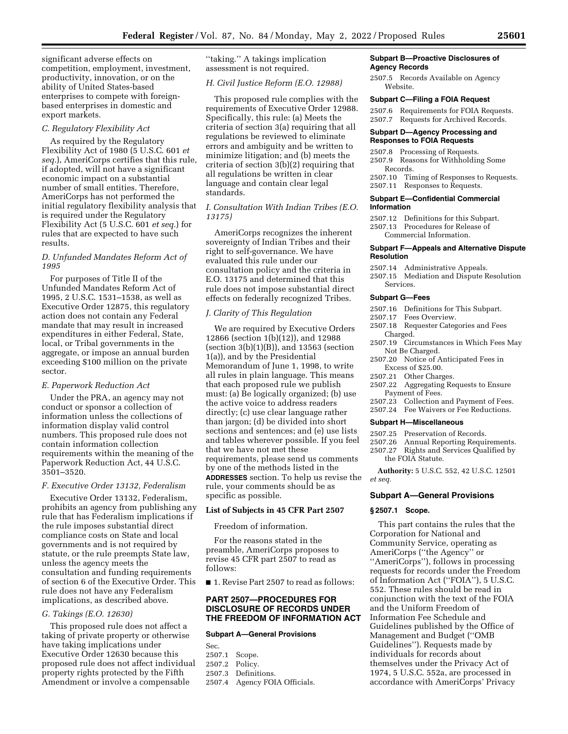significant adverse effects on competition, employment, investment, productivity, innovation, or on the ability of United States-based enterprises to compete with foreign-based enterprises in domestic and export markets.

### C. Regulatory Flexibility Act

As required by the Regulatory Flexibility Act of 1980 (5 U.S.C. 601 *et seq.*), AmeriCorps certifies that this rule, if adopted, will not have a significant economic impact on a substantial number of small entities. Therefore, AmeriCorps has not performed the initial regulatory flexibility analysis that is required under the Regulatory Flexibility Act (5 U.S.C. 601 *et seq.*) for rules that are expected to have such results.

### D. Unfunded Mandates Reform Act of 1995

For purposes of Title II of the Unfunded Mandates Reform Act of 1995, 2 U.S.C. 1531–1538, as well as Executive Order 12875, this regulatory action does not contain any Federal mandate that may result in increased expenditures in either Federal, State, local, or Tribal governments in the aggregate, or impose an annual burden exceeding $100 million on the private sector.

### E. Paperwork Reduction Act

Under the PRA, an agency may not conduct or sponsor a collection of information unless the collections of information display valid control numbers. This proposed rule does not contain information collection requirements within the meaning of the Paperwork Reduction Act, 44 U.S.C. 3501–3520.

### F. Executive Order 13132, Federalism

Executive Order 13132, Federalism, prohibits an agency from publishing any rule that has Federalism implications if the rule imposes substantial direct compliance costs on State and local governments and is not required by statute, or the rule preempts State law, unless the agency meets the consultation and funding requirements of section 6 of the Executive Order. This rule does not have any Federalism implications, as described above.

### G. Takings (E.O. 12630)

This proposed rule does not affect a taking of private property or otherwise have taking implications under Executive Order 12630 because this proposed rule does not affect individual property rights protected by the Fifth Amendment or involve a compensable ''taking.'' A takings implication assessment is not required.

### H. Civil Justice Reform (E.O. 12988)

This proposed rule complies with the requirements of Executive Order 12988. Specifically, this rule: (a) Meets the criteria of section 3(a) requiring that all regulations be reviewed to eliminate errors and ambiguity and be written to minimize litigation; and (b) meets the criteria of section 3(b)(2) requiring that all regulations be written in clear language and contain clear legal standards.

### I. Consultation With Indian Tribes (E.O. 13175)

AmeriCorps recognizes the inherent sovereignty of Indian Tribes and their right to self-governance. We have evaluated this rule under our consultation policy and the criteria in E.O. 13175 and determined that this rule does not impose substantial direct effects on federally recognized Tribes.

### J. Clarity of This Regulation

We are required by Executive Orders 12866 (section 1(b)(12)), and 12988 (section 3(b)(1)(B)), and 13563 (section 1(a)), and by the Presidential Memorandum of June 1, 1998, to write all rules in plain language. This means that each proposed rule we publish must: (a) Be logically organized; (b) use the active voice to address readers directly; (c) use clear language rather than jargon; (d) be divided into short sections and sentences; and (e) use lists and tables wherever possible. If you feel that we have not met these requirements, please send us comments by one of the methods listed in the **ADDRESSES** section. To help us revise the rule, your comments should be as specific as possible.

### List of Subjects in 45 CFR Part 2507

Freedom of information.

For the reasons stated in the preamble, AmeriCorps proposes to revise 45 CFR part 2507 to read as follows:

■ 1. Revise Part 2507 to read as follows:

## PART 2507—PROCEDURES FOR DISCLOSURE OF RECORDS UNDER THE FREEDOM OF INFORMATION ACT

**Subpart A—General Provisions**

Sec.
2507.1 Scope.
2507.2 Policy.
2507.3 Definitions.
2507.4 Agency FOIA Officials.

**Subpart B—Proactive Disclosures of Agency Records**

2507.5 Records Available on Agency Website.

**Subpart C—Filing a FOIA Request**

2507.6 Requirements for FOIA Requests.
2507.7 Requests for Archived Records.

**Subpart D—Agency Processing and Responses to FOIA Requests**

2507.8 Processing of Requests.
2507.9 Reasons for Withholding Some Records.
2507.10 Timing of Responses to Requests.
2507.11 Responses to Requests.

**Subpart E—Confidential Commercial Information**

2507.12 Definitions for this Subpart.
2507.13 Procedures for Release of Commercial Information.

**Subpart F—Appeals and Alternative Dispute Resolution**

2507.14 Administrative Appeals.
2507.15 Mediation and Dispute Resolution Services.

**Subpart G—Fees**

2507.16 Definitions for This Subpart.
2507.17 Fees Overview.
2507.18 Requester Categories and Fees Charged.
2507.19 Circumstances in Which Fees May Not Be Charged.
2507.20 Notice of Anticipated Fees in Excess of $25.00.
2507.21 Other Charges.
2507.22 Aggregating Requests to Ensure Payment of Fees.
2507.23 Collection and Payment of Fees.
2507.24 Fee Waivers or Fee Reductions.

**Subpart H—Miscellaneous**

2507.25 Preservation of Records.
2507.26 Annual Reporting Requirements.
2507.27 Rights and Services Qualified by the FOIA Statute.

**Authority:** 5 U.S.C. 552, 42 U.S.C. 12501 *et seq.*

### Subpart A—General Provisions

**§ 2507.1 Scope.**

This part contains the rules that the Corporation for National and Community Service, operating as AmeriCorps (''the Agency'' or ''AmeriCorps''), follows in processing requests for records under the Freedom of Information Act (''FOIA''), 5 U.S.C. 552. These rules should be read in conjunction with the text of the FOIA and the Uniform Freedom of Information Fee Schedule and Guidelines published by the Office of Management and Budget (''OMB Guidelines''). Requests made by individuals for records about themselves under the Privacy Act of 1974, 5 U.S.C. 552a, are processed in accordance with AmeriCorps' Privacy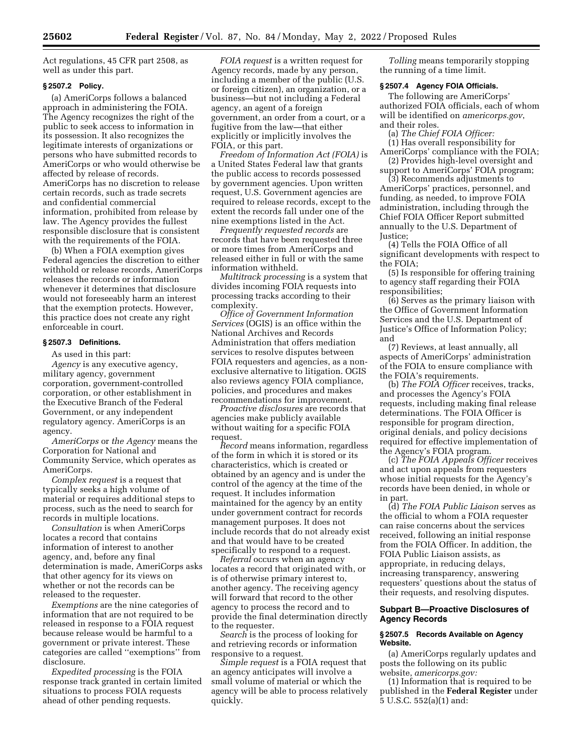Act regulations, 45 CFR part 2508, as well as under this part.

### § 2507.2 Policy.

(a) AmeriCorps follows a balanced approach in administering the FOIA. The Agency recognizes the right of the public to seek access to information in its possession. It also recognizes the legitimate interests of organizations or persons who have submitted records to AmeriCorps or who would otherwise be affected by release of records. AmeriCorps has no discretion to release certain records, such as trade secrets and confidential commercial information, prohibited from release by law. The Agency provides the fullest responsible disclosure that is consistent with the requirements of the FOIA.

(b) When a FOIA exemption gives Federal agencies the discretion to either withhold or release records, AmeriCorps releases the records or information whenever it determines that disclosure would not foreseeably harm an interest that the exemption protects. However, this practice does not create any right enforceable in court.

### § 2507.3 Definitions.

As used in this part:

*Agency* is any executive agency, military agency, government corporation, government-controlled corporation, or other establishment in the Executive Branch of the Federal Government, or any independent regulatory agency. AmeriCorps is an agency.

*AmeriCorps* or *the Agency* means the Corporation for National and Community Service, which operates as AmeriCorps.

*Complex request* is a request that typically seeks a high volume of material or requires additional steps to process, such as the need to search for records in multiple locations.

*Consultation* is when AmeriCorps locates a record that contains information of interest to another agency, and, before any final determination is made, AmeriCorps asks that other agency for its views on whether or not the records can be released to the requester.

*Exemptions* are the nine categories of information that are not required to be released in response to a FOIA request because release would be harmful to a government or private interest. These categories are called ''exemptions'' from disclosure.

*Expedited processing* is the FOIA response track granted in certain limited situations to process FOIA requests ahead of other pending requests.

*FOIA request* is a written request for Agency records, made by any person, including a member of the public (U.S. or foreign citizen), an organization, or a business—but not including a Federal agency, an agent of a foreign government, an order from a court, or a fugitive from the law—that either explicitly or implicitly involves the FOIA, or this part.

*Freedom of Information Act (FOIA)* is a United States Federal law that grants the public access to records possessed by government agencies. Upon written request, U.S. Government agencies are required to release records, except to the extent the records fall under one of the nine exemptions listed in the Act.

*Frequently requested records* are records that have been requested three or more times from AmeriCorps and released either in full or with the same information withheld.

*Multitrack processing* is a system that divides incoming FOIA requests into processing tracks according to their complexity.

*Office of Government Information Services* (OGIS) is an office within the National Archives and Records Administration that offers mediation services to resolve disputes between FOIA requesters and agencies, as a non-exclusive alternative to litigation. OGIS also reviews agency FOIA compliance, policies, and procedures and makes recommendations for improvement.

*Proactive disclosures* are records that agencies make publicly available without waiting for a specific FOIA request.

*Record* means information, regardless of the form in which it is stored or its characteristics, which is created or obtained by an agency and is under the control of the agency at the time of the request. It includes information maintained for the agency by an entity under government contract for records management purposes. It does not include records that do not already exist and that would have to be created specifically to respond to a request.

*Referral* occurs when an agency locates a record that originated with, or is of otherwise primary interest to, another agency. The receiving agency will forward that record to the other agency to process the record and to provide the final determination directly to the requester.

*Search* is the process of looking for and retrieving records or information responsive to a request.

*Simple request* is a FOIA request that an agency anticipates will involve a small volume of material or which the agency will be able to process relatively quickly.

*Tolling* means temporarily stopping the running of a time limit.

### § 2507.4 Agency FOIA Officials.

The following are AmeriCorps' authorized FOIA officials, each of whom will be identified on *americorps.gov*, and their roles.

(a) *The Chief FOIA Officer:*

(1) Has overall responsibility for AmeriCorps' compliance with the FOIA;

(2) Provides high-level oversight and support to AmeriCorps' FOIA program;

(3) Recommends adjustments to AmeriCorps' practices, personnel, and funding, as needed, to improve FOIA administration, including through the Chief FOIA Officer Report submitted annually to the U.S. Department of Justice;

(4) Tells the FOIA Office of all significant developments with respect to the FOIA;

(5) Is responsible for offering training to agency staff regarding their FOIA responsibilities;

(6) Serves as the primary liaison with the Office of Government Information Services and the U.S. Department of Justice's Office of Information Policy; and

(7) Reviews, at least annually, all aspects of AmeriCorps' administration of the FOIA to ensure compliance with the FOIA's requirements.

(b) *The FOIA Officer* receives, tracks, and processes the Agency's FOIA requests, including making final release determinations. The FOIA Officer is responsible for program direction, original denials, and policy decisions required for effective implementation of the Agency's FOIA program.

(c) *The FOIA Appeals Officer* receives and act upon appeals from requesters whose initial requests for the Agency's records have been denied, in whole or in part.

(d) *The FOIA Public Liaison* serves as the official to whom a FOIA requester can raise concerns about the services received, following an initial response from the FOIA Officer. In addition, the FOIA Public Liaison assists, as appropriate, in reducing delays, increasing transparency, answering requesters' questions about the status of their requests, and resolving disputes.

## Subpart B—Proactive Disclosures of Agency Records

### § 2507.5 Records Available on Agency Website.

(a) AmeriCorps regularly updates and posts the following on its public website, *americorps.gov:*

(1) Information that is required to be published in the **Federal Register** under 5 U.S.C. 552(a)(1) and: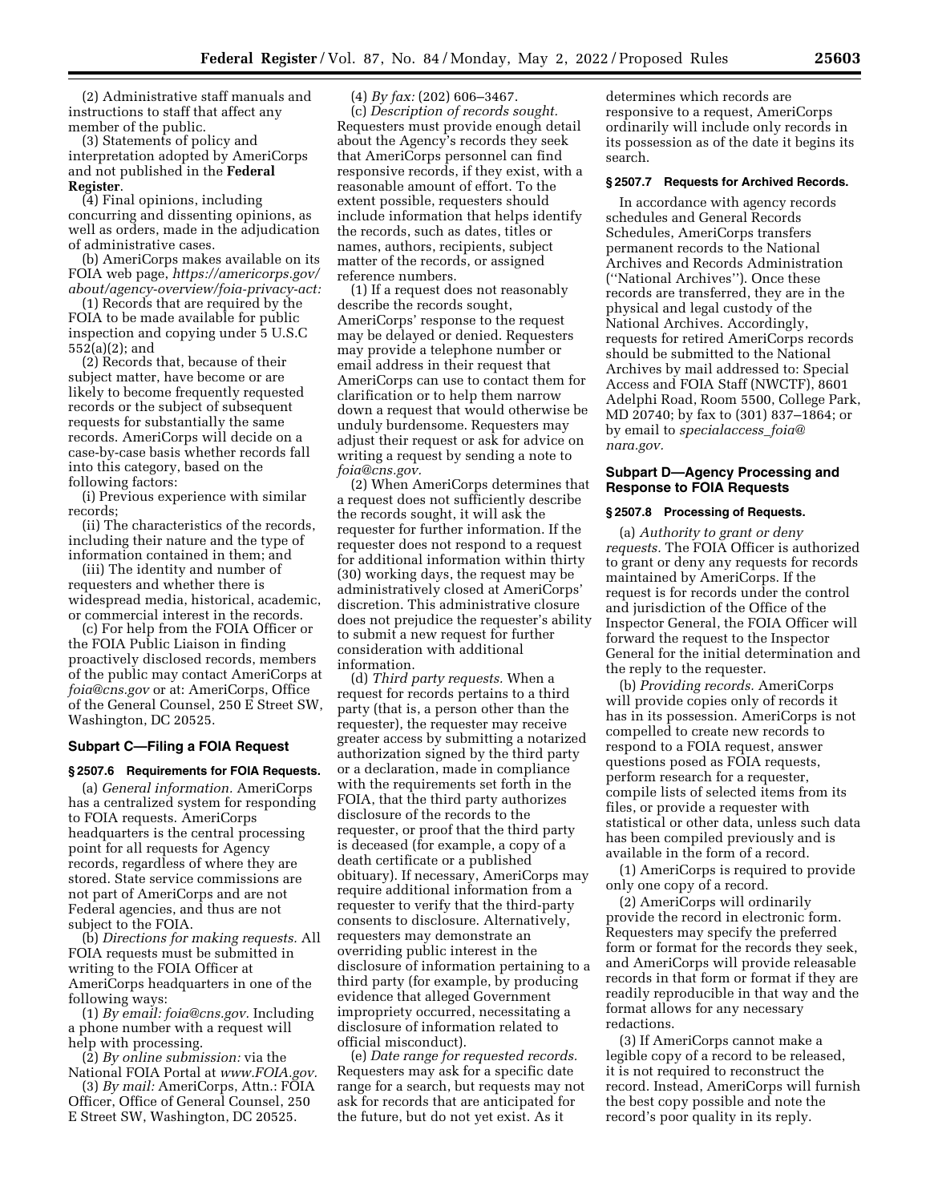(2) Administrative staff manuals and instructions to staff that affect any member of the public.

(3) Statements of policy and interpretation adopted by AmeriCorps and not published in the **Federal Register**.

(4) Final opinions, including concurring and dissenting opinions, as well as orders, made in the adjudication of administrative cases.

(b) AmeriCorps makes available on its FOIA web page, *https://americorps.gov/about/agency-overview/foia-privacy-act:*

(1) Records that are required by the FOIA to be made available for public inspection and copying under 5 U.S.C 552(a)(2); and

(2) Records that, because of their subject matter, have become or are likely to become frequently requested records or the subject of subsequent requests for substantially the same records. AmeriCorps will decide on a case-by-case basis whether records fall into this category, based on the following factors:

(i) Previous experience with similar records;

(ii) The characteristics of the records, including their nature and the type of information contained in them; and

(iii) The identity and number of requesters and whether there is widespread media, historical, academic, or commercial interest in the records.

(c) For help from the FOIA Officer or the FOIA Public Liaison in finding proactively disclosed records, members of the public may contact AmeriCorps at *foia@cns.gov* or at: AmeriCorps, Office of the General Counsel, 250 E Street SW, Washington, DC 20525.

## Subpart C—Filing a FOIA Request

### § 2507.6 Requirements for FOIA Requests.

(a) *General information.* AmeriCorps has a centralized system for responding to FOIA requests. AmeriCorps headquarters is the central processing point for all requests for Agency records, regardless of where they are stored. State service commissions are not part of AmeriCorps and are not Federal agencies, and thus are not subject to the FOIA.

(b) *Directions for making requests.* All FOIA requests must be submitted in writing to the FOIA Officer at AmeriCorps headquarters in one of the following ways:

(1) *By email: foia@cns.gov.* Including a phone number with a request will help with processing.

(2) *By online submission:* via the National FOIA Portal at *www.FOIA.gov.*

(3) *By mail:* AmeriCorps, Attn.: FOIA Officer, Office of General Counsel, 250 E Street SW, Washington, DC 20525.

(4) *By fax:* (202) 606–3467.

(c) *Description of records sought.* Requesters must provide enough detail about the Agency's records they seek that AmeriCorps personnel can find responsive records, if they exist, with a reasonable amount of effort. To the extent possible, requesters should include information that helps identify the records, such as dates, titles or names, authors, recipients, subject matter of the records, or assigned reference numbers.

(1) If a request does not reasonably describe the records sought, AmeriCorps' response to the request may be delayed or denied. Requesters may provide a telephone number or email address in their request that AmeriCorps can use to contact them for clarification or to help them narrow down a request that would otherwise be unduly burdensome. Requesters may adjust their request or ask for advice on writing a request by sending a note to *foia@cns.gov.*

(2) When AmeriCorps determines that a request does not sufficiently describe the records sought, it will ask the requester for further information. If the requester does not respond to a request for additional information within thirty (30) working days, the request may be administratively closed at AmeriCorps' discretion. This administrative closure does not prejudice the requester's ability to submit a new request for further consideration with additional information.

(d) *Third party requests.* When a request for records pertains to a third party (that is, a person other than the requester), the requester may receive greater access by submitting a notarized authorization signed by the third party or a declaration, made in compliance with the requirements set forth in the FOIA, that the third party authorizes disclosure of the records to the requester, or proof that the third party is deceased (for example, a copy of a death certificate or a published obituary). If necessary, AmeriCorps may require additional information from a requester to verify that the third-party consents to disclosure. Alternatively, requesters may demonstrate an overriding public interest in the disclosure of information pertaining to a third party (for example, by producing evidence that alleged Government impropriety occurred, necessitating a disclosure of information related to official misconduct).

(e) *Date range for requested records.* Requesters may ask for a specific date range for a search, but requests may not ask for records that are anticipated for the future, but do not yet exist. As it determines which records are responsive to a request, AmeriCorps ordinarily will include only records in its possession as of the date it begins its search.

### § 2507.7 Requests for Archived Records.

In accordance with agency records schedules and General Records Schedules, AmeriCorps transfers permanent records to the National Archives and Records Administration (''National Archives''). Once these records are transferred, they are in the physical and legal custody of the National Archives. Accordingly, requests for retired AmeriCorps records should be submitted to the National Archives by mail addressed to: Special Access and FOIA Staff (NWCTF), 8601 Adelphi Road, Room 5500, College Park, MD 20740; by fax to (301) 837–1864; or by email to *specialaccess_foia@nara.gov.*

## Subpart D—Agency Processing and Response to FOIA Requests

### § 2507.8 Processing of Requests.

(a) *Authority to grant or deny requests.* The FOIA Officer is authorized to grant or deny any requests for records maintained by AmeriCorps. If the request is for records under the control and jurisdiction of the Office of the Inspector General, the FOIA Officer will forward the request to the Inspector General for the initial determination and the reply to the requester.

(b) *Providing records.* AmeriCorps will provide copies only of records it has in its possession. AmeriCorps is not compelled to create new records to respond to a FOIA request, answer questions posed as FOIA requests, perform research for a requester, compile lists of selected items from its files, or provide a requester with statistical or other data, unless such data has been compiled previously and is available in the form of a record.

(1) AmeriCorps is required to provide only one copy of a record.

(2) AmeriCorps will ordinarily provide the record in electronic form. Requesters may specify the preferred form or format for the records they seek, and AmeriCorps will provide releasable records in that form or format if they are readily reproducible in that way and the format allows for any necessary redactions.

(3) If AmeriCorps cannot make a legible copy of a record to be released, it is not required to reconstruct the record. Instead, AmeriCorps will furnish the best copy possible and note the record's poor quality in its reply.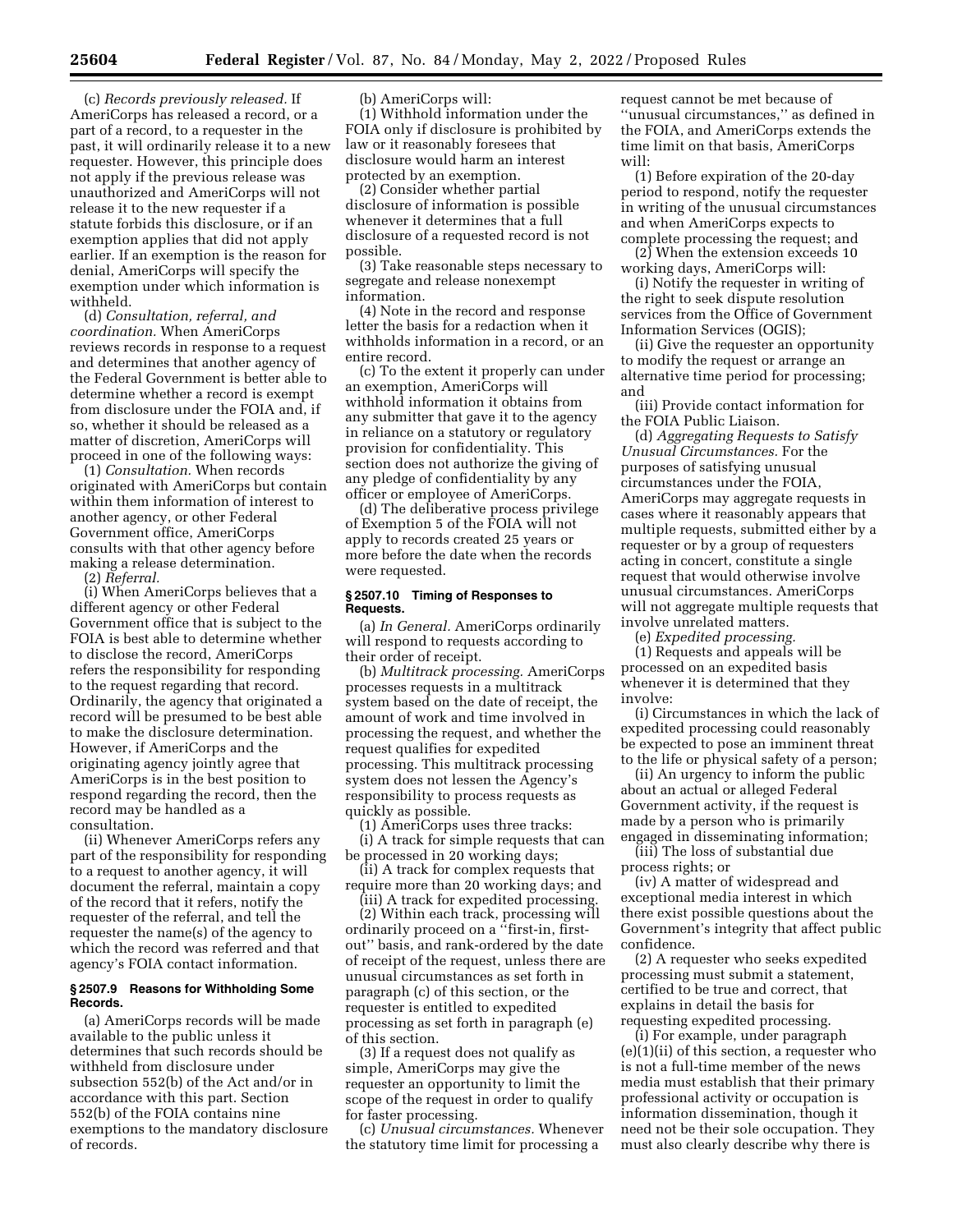(c) *Records previously released.* If AmeriCorps has released a record, or a part of a record, to a requester in the past, it will ordinarily release it to a new requester. However, this principle does not apply if the previous release was unauthorized and AmeriCorps will not release it to the new requester if a statute forbids this disclosure, or if an exemption applies that did not apply earlier. If an exemption is the reason for denial, AmeriCorps will specify the exemption under which information is withheld.

(d) *Consultation, referral, and coordination.* When AmeriCorps reviews records in response to a request and determines that another agency of the Federal Government is better able to determine whether a record is exempt from disclosure under the FOIA and, if so, whether it should be released as a matter of discretion, AmeriCorps will proceed in one of the following ways:

(1) *Consultation.* When records originated with AmeriCorps but contain within them information of interest to another agency, or other Federal Government office, AmeriCorps consults with that other agency before making a release determination.

(2) *Referral.*

(i) When AmeriCorps believes that a different agency or other Federal Government office that is subject to the FOIA is best able to determine whether to disclose the record, AmeriCorps refers the responsibility for responding to the request regarding that record. Ordinarily, the agency that originated a record will be presumed to be best able to make the disclosure determination. However, if AmeriCorps and the originating agency jointly agree that AmeriCorps is in the best position to respond regarding the record, then the record may be handled as a consultation.

(ii) Whenever AmeriCorps refers any part of the responsibility for responding to a request to another agency, it will document the referral, maintain a copy of the record that it refers, notify the requester of the referral, and tell the requester the name(s) of the agency to which the record was referred and that agency's FOIA contact information.

### § 2507.9 Reasons for Withholding Some Records.

(a) AmeriCorps records will be made available to the public unless it determines that such records should be withheld from disclosure under subsection 552(b) of the Act and/or in accordance with this part. Section 552(b) of the FOIA contains nine exemptions to the mandatory disclosure of records.

(b) AmeriCorps will:

(1) Withhold information under the FOIA only if disclosure is prohibited by law or it reasonably foresees that disclosure would harm an interest protected by an exemption.

(2) Consider whether partial disclosure of information is possible whenever it determines that a full disclosure of a requested record is not possible.

(3) Take reasonable steps necessary to segregate and release nonexempt information.

(4) Note in the record and response letter the basis for a redaction when it withholds information in a record, or an entire record.

(c) To the extent it properly can under an exemption, AmeriCorps will withhold information it obtains from any submitter that gave it to the agency in reliance on a statutory or regulatory provision for confidentiality. This section does not authorize the giving of any pledge of confidentiality by any officer or employee of AmeriCorps.

(d) The deliberative process privilege of Exemption 5 of the FOIA will not apply to records created 25 years or more before the date when the records were requested.

### § 2507.10 Timing of Responses to Requests.

(a) *In General.* AmeriCorps ordinarily will respond to requests according to their order of receipt.

(b) *Multitrack processing.* AmeriCorps processes requests in a multitrack system based on the date of receipt, the amount of work and time involved in processing the request, and whether the request qualifies for expedited processing. This multitrack processing system does not lessen the Agency's responsibility to process requests as quickly as possible.

(1) AmeriCorps uses three tracks:

(i) A track for simple requests that can be processed in 20 working days;

(ii) A track for complex requests that require more than 20 working days; and

(iii) A track for expedited processing.

(2) Within each track, processing will ordinarily proceed on a "first-in, first-out" basis, and rank-ordered by the date of receipt of the request, unless there are unusual circumstances as set forth in paragraph (c) of this section, or the requester is entitled to expedited processing as set forth in paragraph (e) of this section.

(3) If a request does not qualify as simple, AmeriCorps may give the requester an opportunity to limit the scope of the request in order to qualify for faster processing.

(c) *Unusual circumstances.* Whenever the statutory time limit for processing a request cannot be met because of "unusual circumstances," as defined in the FOIA, and AmeriCorps extends the time limit on that basis, AmeriCorps will:

(1) Before expiration of the 20-day period to respond, notify the requester in writing of the unusual circumstances and when AmeriCorps expects to complete processing the request; and

(2) When the extension exceeds 10 working days, AmeriCorps will:

(i) Notify the requester in writing of the right to seek dispute resolution services from the Office of Government Information Services (OGIS);

(ii) Give the requester an opportunity to modify the request or arrange an alternative time period for processing; and

(iii) Provide contact information for the FOIA Public Liaison.

(d) *Aggregating Requests to Satisfy Unusual Circumstances.* For the purposes of satisfying unusual circumstances under the FOIA, AmeriCorps may aggregate requests in cases where it reasonably appears that multiple requests, submitted either by a requester or by a group of requesters acting in concert, constitute a single request that would otherwise involve unusual circumstances. AmeriCorps will not aggregate multiple requests that involve unrelated matters.

(e) *Expedited processing.*

(1) Requests and appeals will be processed on an expedited basis whenever it is determined that they involve:

(i) Circumstances in which the lack of expedited processing could reasonably be expected to pose an imminent threat to the life or physical safety of a person;

(ii) An urgency to inform the public about an actual or alleged Federal Government activity, if the request is made by a person who is primarily engaged in disseminating information;

(iii) The loss of substantial due process rights; or

(iv) A matter of widespread and exceptional media interest in which there exist possible questions about the Government's integrity that affect public confidence.

(2) A requester who seeks expedited processing must submit a statement, certified to be true and correct, that explains in detail the basis for requesting expedited processing.

(i) For example, under paragraph (e)(1)(ii) of this section, a requester who is not a full-time member of the news media must establish that their primary professional activity or occupation is information dissemination, though it need not be their sole occupation. They must also clearly describe why there is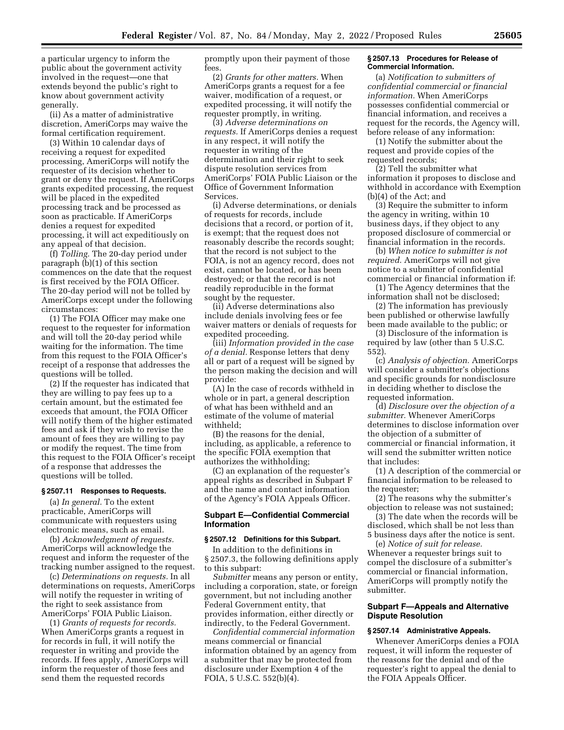a particular urgency to inform the public about the government activity involved in the request—one that extends beyond the public's right to know about government activity generally.

(ii) As a matter of administrative discretion, AmeriCorps may waive the formal certification requirement.

(3) Within 10 calendar days of receiving a request for expedited processing, AmeriCorps will notify the requester of its decision whether to grant or deny the request. If AmeriCorps grants expedited processing, the request will be placed in the expedited processing track and be processed as soon as practicable. If AmeriCorps denies a request for expedited processing, it will act expeditiously on any appeal of that decision.

(f) *Tolling.* The 20-day period under paragraph (b)(1) of this section commences on the date that the request is first received by the FOIA Officer. The 20-day period will not be tolled by AmeriCorps except under the following circumstances:

(1) The FOIA Officer may make one request to the requester for information and will toll the 20-day period while waiting for the information. The time from this request to the FOIA Officer's receipt of a response that addresses the questions will be tolled.

(2) If the requester has indicated that they are willing to pay fees up to a certain amount, but the estimated fee exceeds that amount, the FOIA Officer will notify them of the higher estimated fees and ask if they wish to revise the amount of fees they are willing to pay or modify the request. The time from this request to the FOIA Officer's receipt of a response that addresses the questions will be tolled.

### § 2507.11 Responses to Requests.

(a) *In general.* To the extent practicable, AmeriCorps will communicate with requesters using electronic means, such as email.

(b) *Acknowledgment of requests.* AmeriCorps will acknowledge the request and inform the requester of the tracking number assigned to the request.

(c) *Determinations on requests.* In all determinations on requests, AmeriCorps will notify the requester in writing of the right to seek assistance from AmeriCorps' FOIA Public Liaison.

(1) *Grants of requests for records.* When AmeriCorps grants a request in for records in full, it will notify the requester in writing and provide the records. If fees apply, AmeriCorps will inform the requester of those fees and send them the requested records promptly upon their payment of those fees.

(2) *Grants for other matters.* When AmeriCorps grants a request for a fee waiver, modification of a request, or expedited processing, it will notify the requester promptly, in writing.

(3) *Adverse determinations on requests.* If AmeriCorps denies a request in any respect, it will notify the requester in writing of the determination and their right to seek dispute resolution services from AmeriCorps' FOIA Public Liaison or the Office of Government Information Services.

(i) Adverse determinations, or denials of requests for records, include decisions that a record, or portion of it, is exempt; that the request does not reasonably describe the records sought; that the record is not subject to the FOIA, is not an agency record, does not exist, cannot be located, or has been destroyed; or that the record is not readily reproducible in the format sought by the requester.

(ii) Adverse determinations also include denials involving fees or fee waiver matters or denials of requests for expedited proceeding.

(iii) *Information provided in the case of a denial.* Response letters that deny all or part of a request will be signed by the person making the decision and will provide:

(A) In the case of records withheld in whole or in part, a general description of what has been withheld and an estimate of the volume of material withheld;

(B) the reasons for the denial, including, as applicable, a reference to the specific FOIA exemption that authorizes the withholding;

(C) an explanation of the requester's appeal rights as described in Subpart F and the name and contact information of the Agency's FOIA Appeals Officer.

## Subpart E—Confidential Commercial Information

### § 2507.12 Definitions for this Subpart.

In addition to the definitions in § 2507.3, the following definitions apply to this subpart:

*Submitter* means any person or entity, including a corporation, state, or foreign government, but not including another Federal Government entity, that provides information, either directly or indirectly, to the Federal Government.

*Confidential commercial information* means commercial or financial information obtained by an agency from a submitter that may be protected from disclosure under Exemption 4 of the FOIA, 5 U.S.C. 552(b)(4).

### § 2507.13 Procedures for Release of Commercial Information.

(a) *Notification to submitters of confidential commercial or financial information.* When AmeriCorps possesses confidential commercial or financial information, and receives a request for the records, the Agency will, before release of any information:

(1) Notify the submitter about the request and provide copies of the requested records;

(2) Tell the submitter what information it proposes to disclose and withhold in accordance with Exemption (b)(4) of the Act; and

(3) Require the submitter to inform the agency in writing, within 10 business days, if they object to any proposed disclosure of commercial or financial information in the records.

(b) *When notice to submitter is not required.* AmeriCorps will not give notice to a submitter of confidential commercial or financial information if:

(1) The Agency determines that the information shall not be disclosed;

(2) The information has previously been published or otherwise lawfully been made available to the public; or

(3) Disclosure of the information is required by law (other than 5 U.S.C. 552).

(c) *Analysis of objection.* AmeriCorps will consider a submitter's objections and specific grounds for nondisclosure in deciding whether to disclose the requested information.

(d) *Disclosure over the objection of a submitter.* Whenever AmeriCorps determines to disclose information over the objection of a submitter of commercial or financial information, it will send the submitter written notice that includes:

(1) A description of the commercial or financial information to be released to the requester;

(2) The reasons why the submitter's objection to release was not sustained;

(3) The date when the records will be disclosed, which shall be not less than 5 business days after the notice is sent.

(e) *Notice of suit for release.* Whenever a requester brings suit to compel the disclosure of a submitter's commercial or financial information, AmeriCorps will promptly notify the submitter.

## Subpart F—Appeals and Alternative Dispute Resolution

### § 2507.14 Administrative Appeals.

Whenever AmeriCorps denies a FOIA request, it will inform the requester of the reasons for the denial and of the requester's right to appeal the denial to the FOIA Appeals Officer.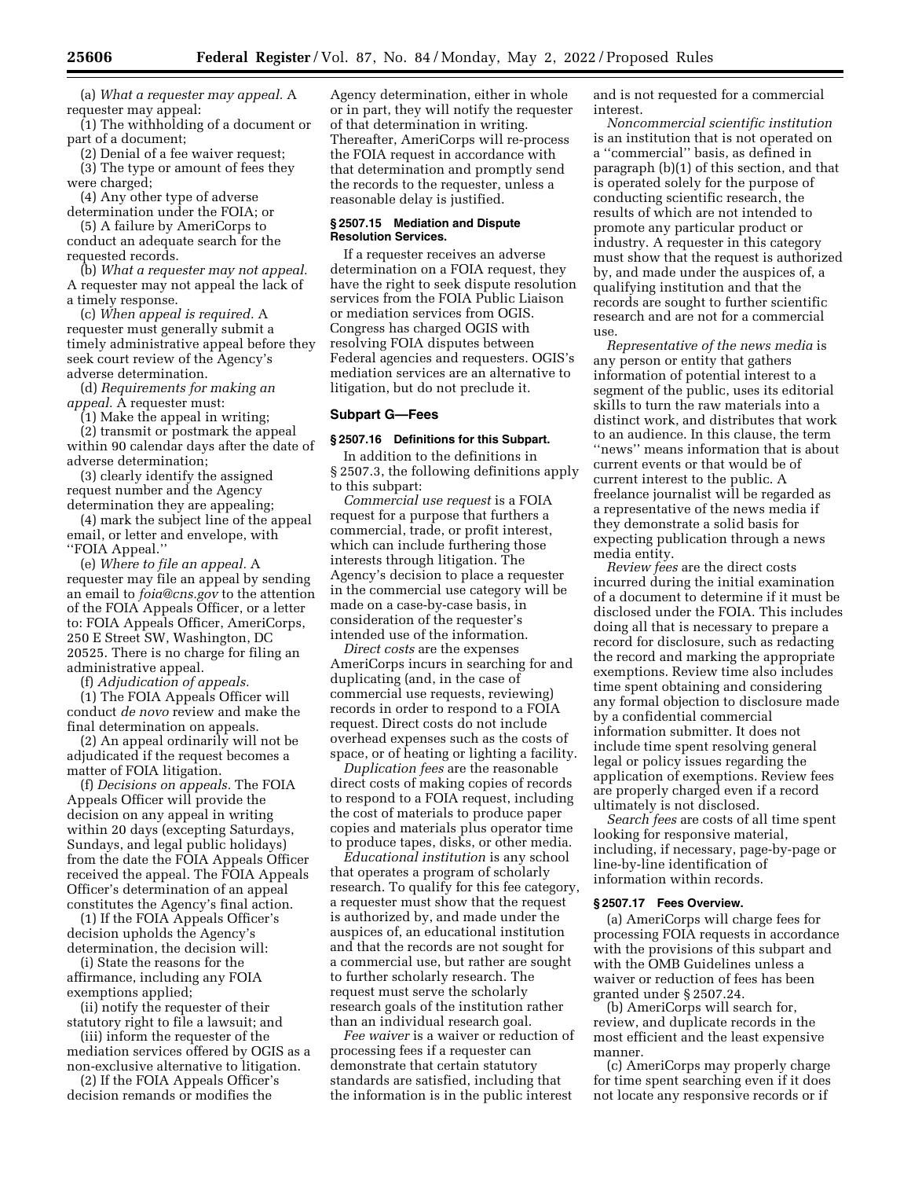(a) *What a requester may appeal.* A requester may appeal:

(1) The withholding of a document or part of a document;

(2) Denial of a fee waiver request;

(3) The type or amount of fees they were charged;

(4) Any other type of adverse determination under the FOIA; or

(5) A failure by AmeriCorps to conduct an adequate search for the requested records.

(b) *What a requester may not appeal.* A requester may not appeal the lack of a timely response.

(c) *When appeal is required.* A requester must generally submit a timely administrative appeal before they seek court review of the Agency's adverse determination.

(d) *Requirements for making an appeal.* A requester must:

(1) Make the appeal in writing;

(2) transmit or postmark the appeal within 90 calendar days after the date of adverse determination;

(3) clearly identify the assigned request number and the Agency determination they are appealing;

(4) mark the subject line of the appeal email, or letter and envelope, with "FOIA Appeal."

(e) *Where to file an appeal.* A requester may file an appeal by sending an email to *foia@cns.gov* to the attention of the FOIA Appeals Officer, or a letter to: FOIA Appeals Officer, AmeriCorps, 250 E Street SW, Washington, DC 20525. There is no charge for filing an administrative appeal.

(f) *Adjudication of appeals.*

(1) The FOIA Appeals Officer will conduct *de novo* review and make the final determination on appeals.

(2) An appeal ordinarily will not be adjudicated if the request becomes a matter of FOIA litigation.

(f) *Decisions on appeals.* The FOIA Appeals Officer will provide the decision on any appeal in writing within 20 days (excepting Saturdays, Sundays, and legal public holidays) from the date the FOIA Appeals Officer received the appeal. The FOIA Appeals Officer's determination of an appeal constitutes the Agency's final action.

(1) If the FOIA Appeals Officer's decision upholds the Agency's determination, the decision will:

(i) State the reasons for the affirmance, including any FOIA exemptions applied;

(ii) notify the requester of their statutory right to file a lawsuit; and

(iii) inform the requester of the mediation services offered by OGIS as a non-exclusive alternative to litigation.

(2) If the FOIA Appeals Officer's decision remands or modifies the Agency determination, either in whole or in part, they will notify the requester of that determination in writing. Thereafter, AmeriCorps will re-process the FOIA request in accordance with that determination and promptly send the records to the requester, unless a reasonable delay is justified.

#### § 2507.15 Mediation and Dispute Resolution Services.

If a requester receives an adverse determination on a FOIA request, they have the right to seek dispute resolution services from the FOIA Public Liaison or mediation services from OGIS. Congress has charged OGIS with resolving FOIA disputes between Federal agencies and requesters. OGIS's mediation services are an alternative to litigation, but do not preclude it.

### Subpart G—Fees

#### § 2507.16 Definitions for this Subpart.

In addition to the definitions in § 2507.3, the following definitions apply to this subpart:

*Commercial use request* is a FOIA request for a purpose that furthers a commercial, trade, or profit interest, which can include furthering those interests through litigation. The Agency's decision to place a requester in the commercial use category will be made on a case-by-case basis, in consideration of the requester's intended use of the information.

*Direct costs* are the expenses AmeriCorps incurs in searching for and duplicating (and, in the case of commercial use requests, reviewing) records in order to respond to a FOIA request. Direct costs do not include overhead expenses such as the costs of space, or of heating or lighting a facility.

*Duplication fees* are the reasonable direct costs of making copies of records to respond to a FOIA request, including the cost of materials to produce paper copies and materials plus operator time to produce tapes, disks, or other media.

*Educational institution* is any school that operates a program of scholarly research. To qualify for this fee category, a requester must show that the request is authorized by, and made under the auspices of, an educational institution and that the records are not sought for a commercial use, but rather are sought to further scholarly research. The request must serve the scholarly research goals of the institution rather than an individual research goal.

*Fee waiver* is a waiver or reduction of processing fees if a requester can demonstrate that certain statutory standards are satisfied, including that the information is in the public interest and is not requested for a commercial interest.

*Noncommercial scientific institution* is an institution that is not operated on a "commercial" basis, as defined in paragraph (b)(1) of this section, and that is operated solely for the purpose of conducting scientific research, the results of which are not intended to promote any particular product or industry. A requester in this category must show that the request is authorized by, and made under the auspices of, a qualifying institution and that the records are sought to further scientific research and are not for a commercial use.

*Representative of the news media* is any person or entity that gathers information of potential interest to a segment of the public, uses its editorial skills to turn the raw materials into a distinct work, and distributes that work to an audience. In this clause, the term "news" means information that is about current events or that would be of current interest to the public. A freelance journalist will be regarded as a representative of the news media if they demonstrate a solid basis for expecting publication through a news media entity.

*Review fees* are the direct costs incurred during the initial examination of a document to determine if it must be disclosed under the FOIA. This includes doing all that is necessary to prepare a record for disclosure, such as redacting the record and marking the appropriate exemptions. Review time also includes time spent obtaining and considering any formal objection to disclosure made by a confidential commercial information submitter. It does not include time spent resolving general legal or policy issues regarding the application of exemptions. Review fees are properly charged even if a record ultimately is not disclosed.

*Search fees* are costs of all time spent looking for responsive material, including, if necessary, page-by-page or line-by-line identification of information within records.

#### § 2507.17 Fees Overview.

(a) AmeriCorps will charge fees for processing FOIA requests in accordance with the provisions of this subpart and with the OMB Guidelines unless a waiver or reduction of fees has been granted under § 2507.24.

(b) AmeriCorps will search for, review, and duplicate records in the most efficient and the least expensive manner.

(c) AmeriCorps may properly charge for time spent searching even if it does not locate any responsive records or if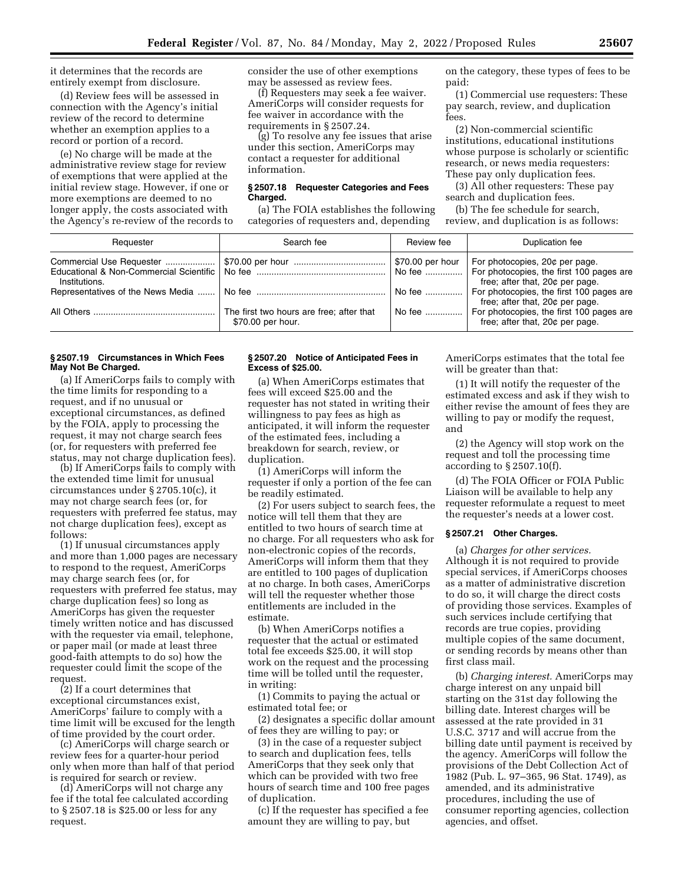it determines that the records are entirely exempt from disclosure.

(d) Review fees will be assessed in connection with the Agency's initial review of the record to determine whether an exemption applies to a record or portion of a record.

(e) No charge will be made at the administrative review stage for review of exemptions that were applied at the initial review stage. However, if one or more exemptions are deemed to no longer apply, the costs associated with the Agency's re-review of the records to consider the use of other exemptions may be assessed as review fees.

(f) Requesters may seek a fee waiver. AmeriCorps will consider requests for fee waiver in accordance with the requirements in § 2507.24.

(g) To resolve any fee issues that arise under this section, AmeriCorps may contact a requester for additional information.

**§ 2507.18 Requester Categories and Fees Charged.**

(a) The FOIA establishes the following categories of requesters and, depending on the category, these types of fees to be paid:

(1) Commercial use requesters: These pay search, review, and duplication fees.

(2) Non-commercial scientific institutions, educational institutions whose purpose is scholarly or scientific research, or news media requesters: These pay only duplication fees.

(3) All other requesters: These pay search and duplication fees.

(b) The fee schedule for search, review, and duplication is as follows:

| Requester | Search fee | Review fee | Duplication fee |
|---|---|---|---|
| Commercial Use Requester | $70.00 per hour | $70.00 per hour | For photocopies, 20¢ per page. |
| Educational & Non-Commercial Scientific Institutions. | No fee | No fee | For photocopies, the first 100 pages are free; after that, 20¢ per page. |
| Representatives of the News Media | No fee | No fee | For photocopies, the first 100 pages are free; after that, 20¢ per page. |
| All Others | The first two hours are free; after that $70.00 per hour. | No fee | For photocopies, the first 100 pages are free; after that, 20¢ per page. |

**§ 2507.19 Circumstances in Which Fees May Not Be Charged.**

(a) If AmeriCorps fails to comply with the time limits for responding to a request, and if no unusual or exceptional circumstances, as defined by the FOIA, apply to processing the request, it may not charge search fees (or, for requesters with preferred fee status, may not charge duplication fees).

(b) If AmeriCorps fails to comply with the extended time limit for unusual circumstances under § 2705.10(c), it may not charge search fees (or, for requesters with preferred fee status, may not charge duplication fees), except as follows:

(1) If unusual circumstances apply and more than 1,000 pages are necessary to respond to the request, AmeriCorps may charge search fees (or, for requesters with preferred fee status, may charge duplication fees) so long as AmeriCorps has given the requester timely written notice and has discussed with the requester via email, telephone, or paper mail (or made at least three good-faith attempts to do so) how the requester could limit the scope of the request.

(2) If a court determines that exceptional circumstances exist, AmeriCorps' failure to comply with a time limit will be excused for the length of time provided by the court order.

(c) AmeriCorps will charge search or review fees for a quarter-hour period only when more than half of that period is required for search or review.

(d) AmeriCorps will not charge any fee if the total fee calculated according to § 2507.18 is $25.00 or less for any request.

**§ 2507.20 Notice of Anticipated Fees in Excess of $25.00.**

(a) When AmeriCorps estimates that fees will exceed $25.00 and the requester has not stated in writing their willingness to pay fees as high as anticipated, it will inform the requester of the estimated fees, including a breakdown for search, review, or duplication.

(1) AmeriCorps will inform the requester if only a portion of the fee can be readily estimated.

(2) For users subject to search fees, the notice will tell them that they are entitled to two hours of search time at no charge. For all requesters who ask for non-electronic copies of the records, AmeriCorps will inform them that they are entitled to 100 pages of duplication at no charge. In both cases, AmeriCorps will tell the requester whether those entitlements are included in the estimate.

(b) When AmeriCorps notifies a requester that the actual or estimated total fee exceeds $25.00, it will stop work on the request and the processing time will be tolled until the requester, in writing:

(1) Commits to paying the actual or estimated total fee; or

(2) designates a specific dollar amount of fees they are willing to pay; or

(3) in the case of a requester subject to search and duplication fees, tells AmeriCorps that they seek only that which can be provided with two free hours of search time and 100 free pages of duplication.

(c) If the requester has specified a fee amount they are willing to pay, but AmeriCorps estimates that the total fee will be greater than that:

(1) It will notify the requester of the estimated excess and ask if they wish to either revise the amount of fees they are willing to pay or modify the request, and

(2) the Agency will stop work on the request and toll the processing time according to § 2507.10(f).

(d) The FOIA Officer or FOIA Public Liaison will be available to help any requester reformulate a request to meet the requester's needs at a lower cost.

**§ 2507.21 Other Charges.**

(a) *Charges for other services.* Although it is not required to provide special services, if AmeriCorps chooses as a matter of administrative discretion to do so, it will charge the direct costs of providing those services. Examples of such services include certifying that records are true copies, providing multiple copies of the same document, or sending records by means other than first class mail.

(b) *Charging interest.* AmeriCorps may charge interest on any unpaid bill starting on the 31st day following the billing date. Interest charges will be assessed at the rate provided in 31 U.S.C. 3717 and will accrue from the billing date until payment is received by the agency. AmeriCorps will follow the provisions of the Debt Collection Act of 1982 (Pub. L. 97–365, 96 Stat. 1749), as amended, and its administrative procedures, including the use of consumer reporting agencies, collection agencies, and offset.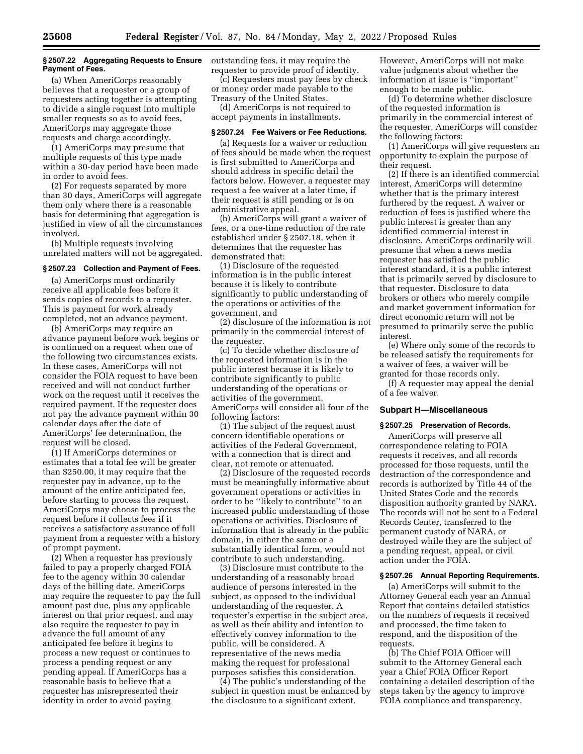### § 2507.22 Aggregating Requests to Ensure Payment of Fees.

(a) When AmeriCorps reasonably believes that a requester or a group of requesters acting together is attempting to divide a single request into multiple smaller requests so as to avoid fees, AmeriCorps may aggregate those requests and charge accordingly.

(1) AmeriCorps may presume that multiple requests of this type made within a 30-day period have been made in order to avoid fees.

(2) For requests separated by more than 30 days, AmeriCorps will aggregate them only where there is a reasonable basis for determining that aggregation is justified in view of all the circumstances involved.

(b) Multiple requests involving unrelated matters will not be aggregated.

### § 2507.23 Collection and Payment of Fees.

(a) AmeriCorps must ordinarily receive all applicable fees before it sends copies of records to a requester. This is payment for work already completed, not an advance payment.

(b) AmeriCorps may require an advance payment before work begins or is continued on a request when one of the following two circumstances exists. In these cases, AmeriCorps will not consider the FOIA request to have been received and will not conduct further work on the request until it receives the required payment. If the requester does not pay the advance payment within 30 calendar days after the date of AmeriCorps' fee determination, the request will be closed.

(1) If AmeriCorps determines or estimates that a total fee will be greater than $250.00, it may require that the requester pay in advance, up to the amount of the entire anticipated fee, before starting to process the request. AmeriCorps may choose to process the request before it collects fees if it receives a satisfactory assurance of full payment from a requester with a history of prompt payment.

(2) When a requester has previously failed to pay a properly charged FOIA fee to the agency within 30 calendar days of the billing date, AmeriCorps may require the requester to pay the full amount past due, plus any applicable interest on that prior request, and may also require the requester to pay in advance the full amount of any anticipated fee before it begins to process a new request or continues to process a pending request or any pending appeal. If AmeriCorps has a reasonable basis to believe that a requester has misrepresented their identity in order to avoid paying outstanding fees, it may require the requester to provide proof of identity.

(c) Requesters must pay fees by check or money order made payable to the Treasury of the United States.

(d) AmeriCorps is not required to accept payments in installments.

### § 2507.24 Fee Waivers or Fee Reductions.

(a) Requests for a waiver or reduction of fees should be made when the request is first submitted to AmeriCorps and should address in specific detail the factors below. However, a requester may request a fee waiver at a later time, if their request is still pending or is on administrative appeal.

(b) AmeriCorps will grant a waiver of fees, or a one-time reduction of the rate established under § 2507.18, when it determines that the requester has demonstrated that:

(1) Disclosure of the requested information is in the public interest because it is likely to contribute significantly to public understanding of the operations or activities of the government, and

(2) disclosure of the information is not primarily in the commercial interest of the requester.

(c) To decide whether disclosure of the requested information is in the public interest because it is likely to contribute significantly to public understanding of the operations or activities of the government, AmeriCorps will consider all four of the following factors:

(1) The subject of the request must concern identifiable operations or activities of the Federal Government, with a connection that is direct and clear, not remote or attenuated.

(2) Disclosure of the requested records must be meaningfully informative about government operations or activities in order to be "likely to contribute" to an increased public understanding of those operations or activities. Disclosure of information that is already in the public domain, in either the same or a substantially identical form, would not contribute to such understanding.

(3) Disclosure must contribute to the understanding of a reasonably broad audience of persons interested in the subject, as opposed to the individual understanding of the requester. A requester's expertise in the subject area, as well as their ability and intention to effectively convey information to the public, will be considered. A representative of the news media making the request for professional purposes satisfies this consideration.

(4) The public's understanding of the subject in question must be enhanced by the disclosure to a significant extent. However, AmeriCorps will not make value judgments about whether the information at issue is "important" enough to be made public.

(d) To determine whether disclosure of the requested information is primarily in the commercial interest of the requester, AmeriCorps will consider the following factors:

(1) AmeriCorps will give requesters an opportunity to explain the purpose of their request.

(2) If there is an identified commercial interest, AmeriCorps will determine whether that is the primary interest furthered by the request. A waiver or reduction of fees is justified where the public interest is greater than any identified commercial interest in disclosure. AmeriCorps ordinarily will presume that when a news media requester has satisfied the public interest standard, it is a public interest that is primarily served by disclosure to that requester. Disclosure to data brokers or others who merely compile and market government information for direct economic return will not be presumed to primarily serve the public interest.

(e) Where only some of the records to be released satisfy the requirements for a waiver of fees, a waiver will be granted for those records only.

(f) A requester may appeal the denial of a fee waiver.

## Subpart H—Miscellaneous

### § 2507.25 Preservation of Records.

AmeriCorps will preserve all correspondence relating to FOIA requests it receives, and all records processed for those requests, until the destruction of the correspondence and records is authorized by Title 44 of the United States Code and the records disposition authority granted by NARA. The records will not be sent to a Federal Records Center, transferred to the permanent custody of NARA, or destroyed while they are the subject of a pending request, appeal, or civil action under the FOIA.

### § 2507.26 Annual Reporting Requirements.

(a) AmeriCorps will submit to the Attorney General each year an Annual Report that contains detailed statistics on the numbers of requests it received and processed, the time taken to respond, and the disposition of the requests.

(b) The Chief FOIA Officer will submit to the Attorney General each year a Chief FOIA Officer Report containing a detailed description of the steps taken by the agency to improve FOIA compliance and transparency,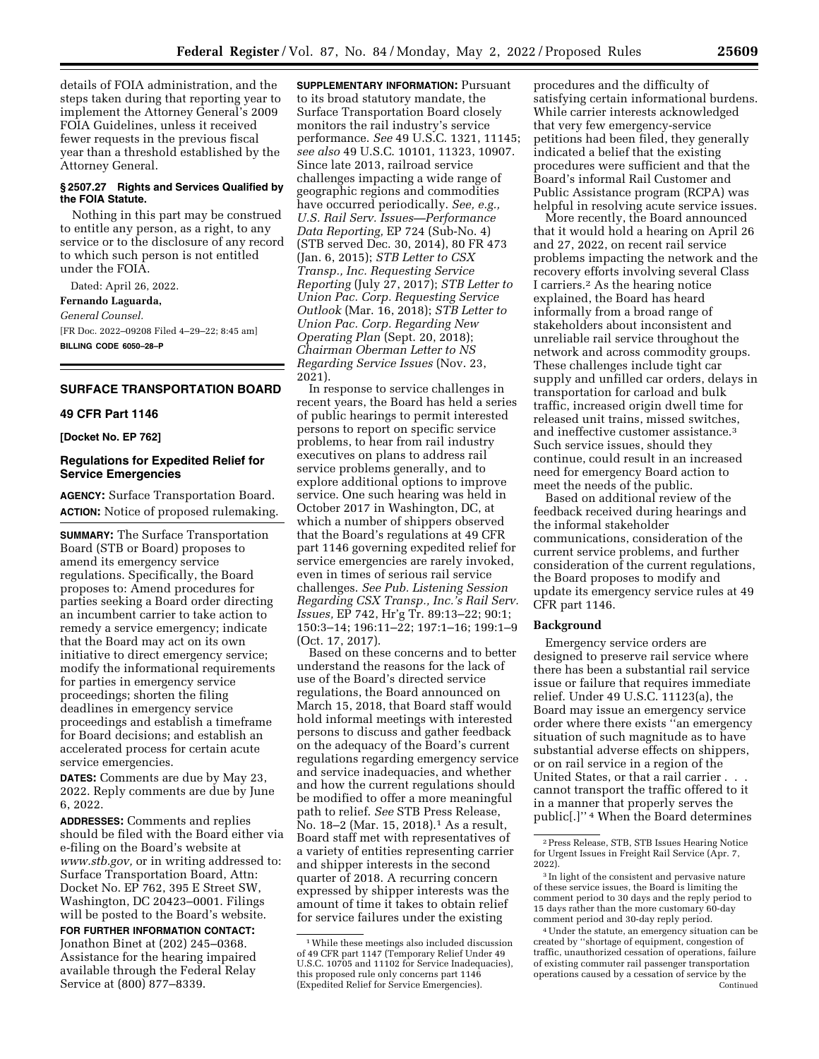details of FOIA administration, and the steps taken during that reporting year to implement the Attorney General's 2009 FOIA Guidelines, unless it received fewer requests in the previous fiscal year than a threshold established by the Attorney General.

**§ 2507.27 Rights and Services Qualified by the FOIA Statute.**

Nothing in this part may be construed to entitle any person, as a right, to any service or to the disclosure of any record to which such person is not entitled under the FOIA.

Dated: April 26, 2022.

**Fernando Laguarda,**

*General Counsel.*

[FR Doc. 2022–09208 Filed 4–29–22; 8:45 am]

**BILLING CODE 6050–28–P**

## SURFACE TRANSPORTATION BOARD

### 49 CFR Part 1146

**[Docket No. EP 762]**

### Regulations for Expedited Relief for Service Emergencies

**AGENCY:** Surface Transportation Board.

**ACTION:** Notice of proposed rulemaking.

**SUMMARY:** The Surface Transportation Board (STB or Board) proposes to amend its emergency service regulations. Specifically, the Board proposes to: Amend procedures for parties seeking a Board order directing an incumbent carrier to take action to remedy a service emergency; indicate that the Board may act on its own initiative to direct emergency service; modify the informational requirements for parties in emergency service proceedings; shorten the filing deadlines in emergency service proceedings and establish a timeframe for Board decisions; and establish an accelerated process for certain acute service emergencies.

**DATES:** Comments are due by May 23, 2022. Reply comments are due by June 6, 2022.

**ADDRESSES:** Comments and replies should be filed with the Board either via e-filing on the Board's website at *www.stb.gov,* or in writing addressed to: Surface Transportation Board, Attn: Docket No. EP 762, 395 E Street SW, Washington, DC 20423–0001. Filings will be posted to the Board's website.

**FOR FURTHER INFORMATION CONTACT:** Jonathon Binet at (202) 245–0368. Assistance for the hearing impaired available through the Federal Relay Service at (800) 877–8339.

**SUPPLEMENTARY INFORMATION:** Pursuant to its broad statutory mandate, the Surface Transportation Board closely monitors the rail industry's service performance. *See* 49 U.S.C. 1321, 11145; *see also* 49 U.S.C. 10101, 11323, 10907. Since late 2013, railroad service challenges impacting a wide range of geographic regions and commodities have occurred periodically. *See, e.g., U.S. Rail Serv. Issues—Performance Data Reporting,* EP 724 (Sub-No. 4) (STB served Dec. 30, 2014), 80 FR 473 (Jan. 6, 2015); *STB Letter to CSX Transp., Inc. Requesting Service Reporting* (July 27, 2017); *STB Letter to Union Pac. Corp. Requesting Service Outlook* (Mar. 16, 2018); *STB Letter to Union Pac. Corp. Regarding New Operating Plan* (Sept. 20, 2018); *Chairman Oberman Letter to NS Regarding Service Issues* (Nov. 23, 2021).

In response to service challenges in recent years, the Board has held a series of public hearings to permit interested persons to report on specific service problems, to hear from rail industry executives on plans to address rail service problems generally, and to explore additional options to improve service. One such hearing was held in October 2017 in Washington, DC, at which a number of shippers observed that the Board's regulations at 49 CFR part 1146 governing expedited relief for service emergencies are rarely invoked, even in times of serious rail service challenges. *See Pub. Listening Session Regarding CSX Transp., Inc.'s Rail Serv. Issues,* EP 742, Hr'g Tr. 89:13–22; 90:1; 150:3–14; 196:11–22; 197:1–16; 199:1–9 (Oct. 17, 2017).

Based on these concerns and to better understand the reasons for the lack of use of the Board's directed service regulations, the Board announced on March 15, 2018, that Board staff would hold informal meetings with interested persons to discuss and gather feedback on the adequacy of the Board's current regulations regarding emergency service and service inadequacies, and whether and how the current regulations should be modified to offer a more meaningful path to relief. *See* STB Press Release, No. 18–2 (Mar. 15, 2018).[1] As a result, Board staff met with representatives of a variety of entities representing carrier and shipper interests in the second quarter of 2018. A recurring concern expressed by shipper interests was the amount of time it takes to obtain relief for service failures under the existing procedures and the difficulty of satisfying certain informational burdens. While carrier interests acknowledged that very few emergency-service petitions had been filed, they generally indicated a belief that the existing procedures were sufficient and that the Board's informal Rail Customer and Public Assistance program (RCPA) was helpful in resolving acute service issues.

More recently, the Board announced that it would hold a hearing on April 26 and 27, 2022, on recent rail service problems impacting the network and the recovery efforts involving several Class I carriers.[2] As the hearing notice explained, the Board has heard informally from a broad range of stakeholders about inconsistent and unreliable rail service throughout the network and across commodity groups. These challenges include tight car supply and unfilled car orders, delays in transportation for carload and bulk traffic, increased origin dwell time for released unit trains, missed switches, and ineffective customer assistance.[3] Such service issues, should they continue, could result in an increased need for emergency Board action to meet the needs of the public.

Based on additional review of the feedback received during hearings and the informal stakeholder communications, consideration of the current service problems, and further consideration of the current regulations, the Board proposes to modify and update its emergency service rules at 49 CFR part 1146.

**Background**

Emergency service orders are designed to preserve rail service where there has been a substantial rail service issue or failure that requires immediate relief. Under 49 U.S.C. 11123(a), the Board may issue an emergency service order where there exists "an emergency situation of such magnitude as to have substantial adverse effects on shippers, or on rail service in a region of the United States, or that a rail carrier . . . cannot transport the traffic offered to it in a manner that properly serves the public[.]"[4] When the Board determines

[1] While these meetings also included discussion of 49 CFR part 1147 (Temporary Relief Under 49 U.S.C. 10705 and 11102 for Service Inadequacies), this proposed rule only concerns part 1146 (Expedited Relief for Service Emergencies).

[2] Press Release, STB, STB Issues Hearing Notice for Urgent Issues in Freight Rail Service (Apr. 7, 2022).

[3] In light of the constant and pervasive nature of these service issues, the Board is limiting the comment period to 30 days and the reply period to 15 days rather than the more customary 60-day comment period and 30-day reply period.

[4] Under the statute, an emergency situation can be created by "shortage of equipment, congestion of traffic, unauthorized cessation of operations, failure of existing commuter rail passenger transportation operations caused by a cessation of service by the

Continued